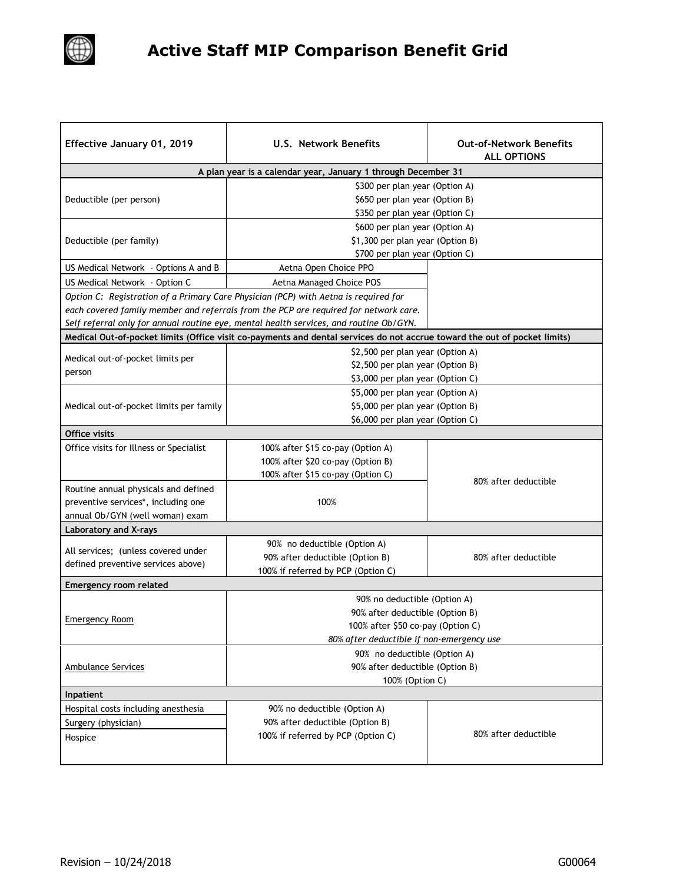# Active Staff MIP Comparison Benefit Grid

| Effective January 01, 2019 | U.S. Network Benefits | Out-of-Network Benefits ALL OPTIONS |
|---|---|---|
| **A plan year is a calendar year, January 1 through December 31** | | |
| Deductible (per person) | $300 per plan year (Option A)<br>$650 per plan year (Option B)<br>$350 per plan year (Option C) | |
| Deductible (per family) | $600 per plan year (Option A)<br>$1,300 per plan year (Option B)<br>$700 per plan year (Option C) | |
| US Medical Network - Options A and B | Aetna Open Choice PPO | |
| US Medical Network - Option C | Aetna Managed Choice POS | |
| *Option C: Registration of a Primary Care Physician (PCP) with Aetna is required for each covered family member and referrals from the PCP are required for network care. Self referral only for annual routine eye, mental health services, and routine Ob/GYN.* | | |
| **Medical Out-of-pocket limits (Office visit co-payments and dental services do not accrue toward the out of pocket limits)** | | |
| Medical out-of-pocket limits per person | $2,500 per plan year (Option A)<br>$2,500 per plan year (Option B)<br>$3,000 per plan year (Option C) | |
| Medical out-of-pocket limits per family | $5,000 per plan year (Option A)<br>$5,000 per plan year (Option B)<br>$6,000 per plan year (Option C) | |
| **Office visits** | | |
| Office visits for Illness or Specialist | 100% after $15 co-pay (Option A)<br>100% after $20 co-pay (Option B)<br>100% after $15 co-pay (Option C) | 80% after deductible |
| Routine annual physicals and defined preventive services*, including one annual Ob/GYN (well woman) exam | 100% | 80% after deductible |
| **Laboratory and X-rays** | | |
| All services; (unless covered under defined preventive services above) | 90% no deductible (Option A)<br>90% after deductible (Option B)<br>100% if referred by PCP (Option C) | 80% after deductible |
| **Emergency room related** | | |
| Emergency Room | 90% no deductible (Option A)<br>90% after deductible (Option B)<br>100% after $50 co-pay (Option C)<br>*80% after deductible if non-emergency use* | |
| Ambulance Services | 90% no deductible (Option A)<br>90% after deductible (Option B)<br>100% (Option C) | |
| **Inpatient** | | |
| Hospital costs including anesthesia<br>Surgery (physician)<br>Hospice | 90% no deductible (Option A)<br>90% after deductible (Option B)<br>100% if referred by PCP (Option C) | 80% after deductible |

Revision – 10/24/2018 G00064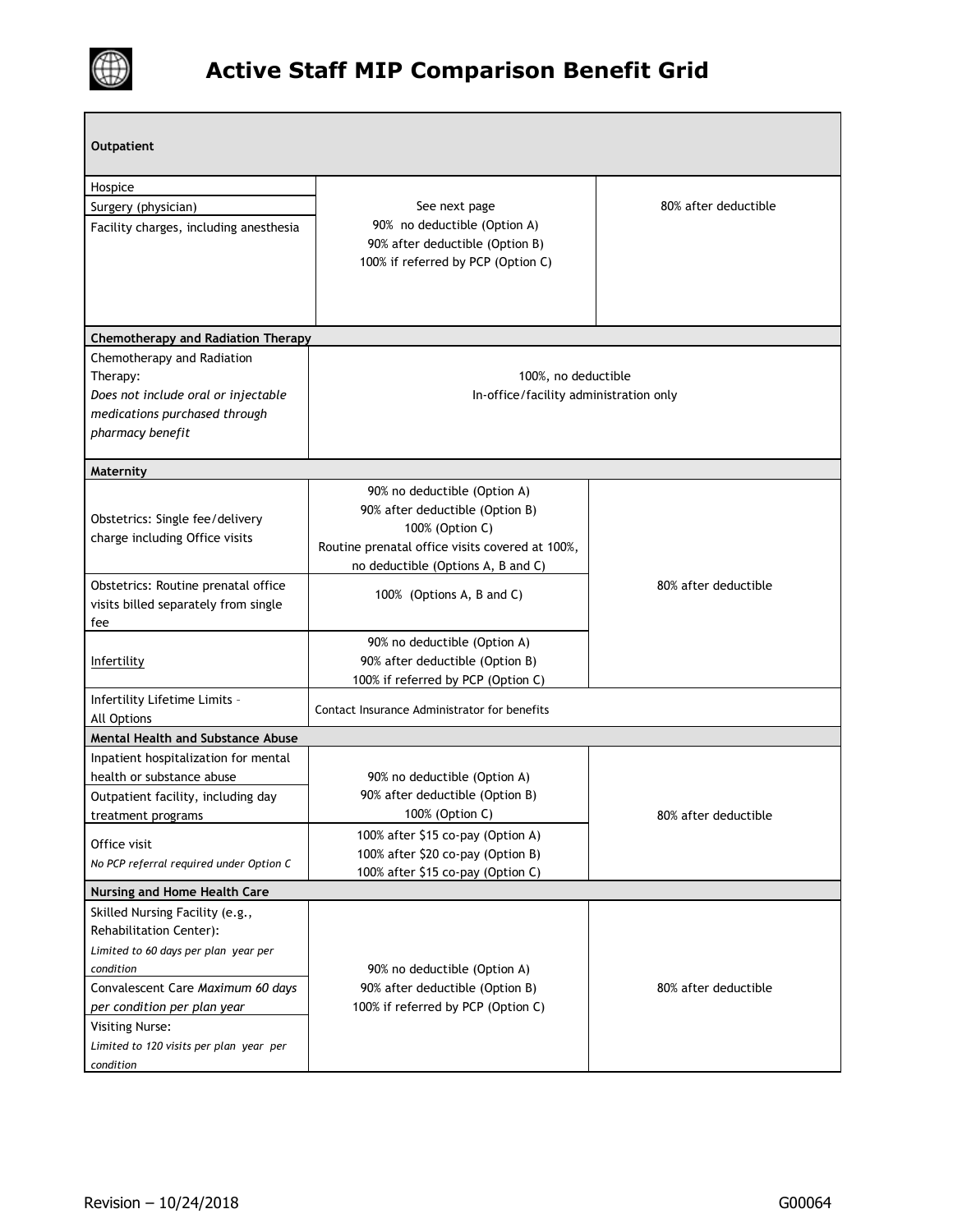# Active Staff MIP Comparison Benefit Grid

| Outpatient | | |
|---|---|---|
| Hospice<br>Surgery (physician)<br>Facility charges, including anesthesia | See next page<br>90% no deductible (Option A)<br>90% after deductible (Option B)<br>100% if referred by PCP (Option C) | 80% after deductible |
| **Chemotherapy and Radiation Therapy** | | |
| Chemotherapy and Radiation Therapy:<br>*Does not include oral or injectable medications purchased through pharmacy benefit* | 100%, no deductible<br>In-office/facility administration only | |
| **Maternity** | | |
| Obstetrics: Single fee/delivery charge including Office visits | 90% no deductible (Option A)<br>90% after deductible (Option B)<br>100% (Option C)<br>Routine prenatal office visits covered at 100%, no deductible (Options A, B and C) | 80% after deductible |
| Obstetrics: Routine prenatal office visits billed separately from single fee | 100% (Options A, B and C) | |
| Infertility | 90% no deductible (Option A)<br>90% after deductible (Option B)<br>100% if referred by PCP (Option C) | |
| Infertility Lifetime Limits – All Options | Contact Insurance Administrator for benefits | |
| **Mental Health and Substance Abuse** | | |
| Inpatient hospitalization for mental health or substance abuse<br>Outpatient facility, including day treatment programs | 90% no deductible (Option A)<br>90% after deductible (Option B)<br>100% (Option C) | 80% after deductible |
| Office visit<br>*No PCP referral required under Option C* | 100% after $15 co-pay (Option A)<br>100% after $20 co-pay (Option B)<br>100% after $15 co-pay (Option C) | |
| **Nursing and Home Health Care** | | |
| Skilled Nursing Facility (e.g., Rehabilitation Center):<br>*Limited to 60 days per plan year per condition*<br>Convalescent Care *Maximum 60 days per condition per plan year*<br>Visiting Nurse:<br>*Limited to 120 visits per plan year per condition* | 90% no deductible (Option A)<br>90% after deductible (Option B)<br>100% if referred by PCP (Option C) | 80% after deductible |

Revision – 10/24/2018 G00064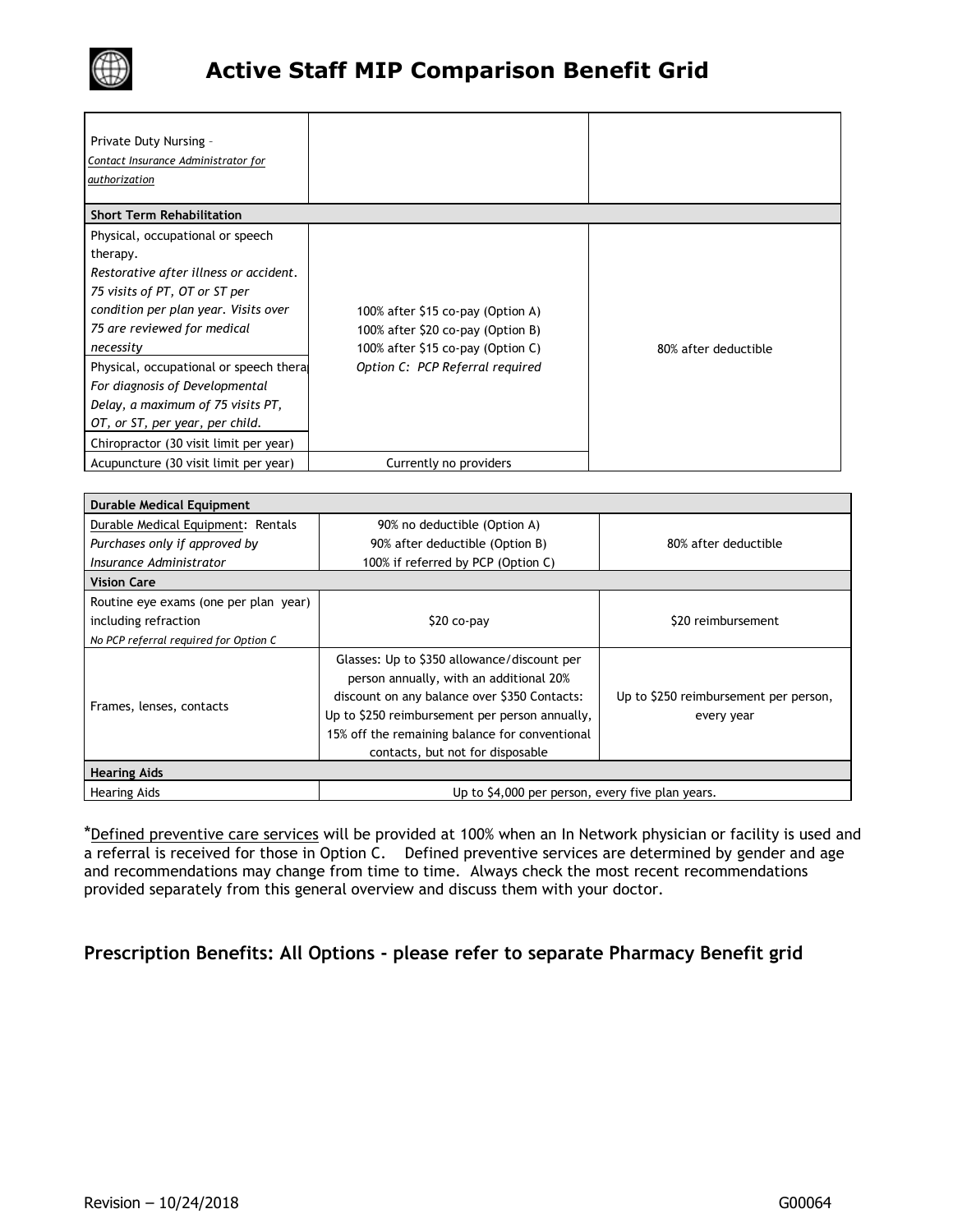# Active Staff MIP Comparison Benefit Grid

| | | |
|---|---|---|
| Private Duty Nursing – *Contact Insurance Administrator for authorization* | | |
| **Short Term Rehabilitation** | | |
| Physical, occupational or speech therapy. *Restorative after illness or accident. 75 visits of PT, OT or ST per condition per plan year. Visits over 75 are reviewed for medical necessity* | 100% after $15 co-pay (Option A) 100% after $20 co-pay (Option B) 100% after $15 co-pay (Option C) *Option C: PCP Referral required* | 80% after deductible |
| Physical, occupational or speech therapy *For diagnosis of Developmental Delay, a maximum of 75 visits PT, OT, or ST, per year, per child.* | | |
| Chiropractor (30 visit limit per year) | | |
| Acupuncture (30 visit limit per year) | Currently no providers | |

| | | |
|---|---|---|
| **Durable Medical Equipment** | | |
| Durable Medical Equipment: Rentals *Purchases only if approved by Insurance Administrator* | 90% no deductible (Option A) 90% after deductible (Option B) 100% if referred by PCP (Option C) | 80% after deductible |
| **Vision Care** | | |
| Routine eye exams (one per plan year) including refraction *No PCP referral required for Option C* | $20 co-pay | $20 reimbursement |
| Frames, lenses, contacts | Glasses: Up to $350 allowance/discount per person annually, with an additional 20% discount on any balance over $350 Contacts: Up to $250 reimbursement per person annually, 15% off the remaining balance for conventional contacts, but not for disposable | Up to $250 reimbursement per person, every year |
| **Hearing Aids** | | |
| Hearing Aids | Up to $4,000 per person, every five plan years. | |

*Defined preventive care services will be provided at 100% when an In Network physician or facility is used and a referral is received for those in Option C. Defined preventive services are determined by gender and age and recommendations may change from time to time. Always check the most recent recommendations provided separately from this general overview and discuss them with your doctor.

## Prescription Benefits: All Options - please refer to separate Pharmacy Benefit grid

Revision – 10/24/2018 G00064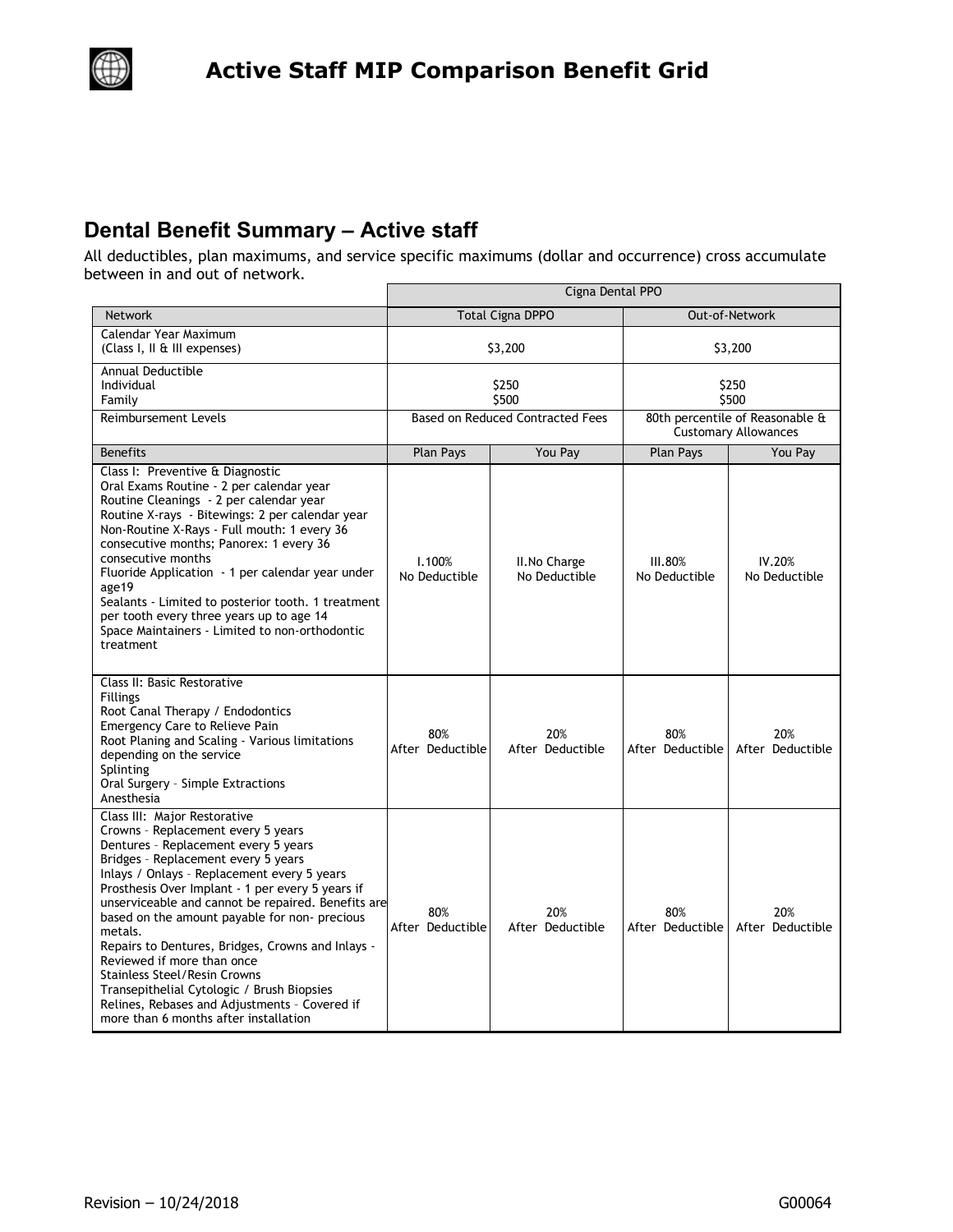# Active Staff MIP Comparison Benefit Grid

## Dental Benefit Summary – Active staff

All deductibles, plan maximums, and service specific maximums (dollar and occurrence) cross accumulate between in and out of network.

| | Cigna Dental PPO | | | |
|---|---|---|---|---|
| Network | Total Cigna DPPO | | Out-of-Network | |
| Calendar Year Maximum<br>(Class I, II & III expenses) | $3,200 | | $3,200 | |
| Annual Deductible<br>Individual<br>Family | <br>$250<br>$500 | | <br>$250<br>$500 | |
| Reimbursement Levels | Based on Reduced Contracted Fees | | 80th percentile of Reasonable & Customary Allowances | |
| Benefits | Plan Pays | You Pay | Plan Pays | You Pay |
| Class I: Preventive & Diagnostic<br>Oral Exams Routine - 2 per calendar year<br>Routine Cleanings - 2 per calendar year<br>Routine X-rays - Bitewings: 2 per calendar year<br>Non-Routine X-Rays - Full mouth: 1 every 36 consecutive months; Panorex: 1 every 36 consecutive months<br>Fluoride Application - 1 per calendar year under age19<br>Sealants - Limited to posterior tooth. 1 treatment per tooth every three years up to age 14<br>Space Maintainers - Limited to non-orthodontic treatment | I.100%<br>No Deductible | II.No Charge<br>No Deductible | III.80%<br>No Deductible | IV.20%<br>No Deductible |
| Class II: Basic Restorative<br>Fillings<br>Root Canal Therapy / Endodontics<br>Emergency Care to Relieve Pain<br>Root Planing and Scaling - Various limitations depending on the service<br>Splinting<br>Oral Surgery – Simple Extractions<br>Anesthesia | 80%<br>After Deductible | 20%<br>After Deductible | 80%<br>After Deductible | 20%<br>After Deductible |
| Class III: Major Restorative<br>Crowns – Replacement every 5 years<br>Dentures – Replacement every 5 years<br>Bridges – Replacement every 5 years<br>Inlays / Onlays – Replacement every 5 years<br>Prosthesis Over Implant - 1 per every 5 years if unserviceable and cannot be repaired. Benefits are based on the amount payable for non- precious metals.<br>Repairs to Dentures, Bridges, Crowns and Inlays - Reviewed if more than once<br>Stainless Steel/Resin Crowns<br>Transepithelial Cytologic / Brush Biopsies<br>Relines, Rebases and Adjustments – Covered if more than 6 months after installation | 80%<br>After Deductible | 20%<br>After Deductible | 80%<br>After Deductible | 20%<br>After Deductible |

Revision – 10/24/2018 G00064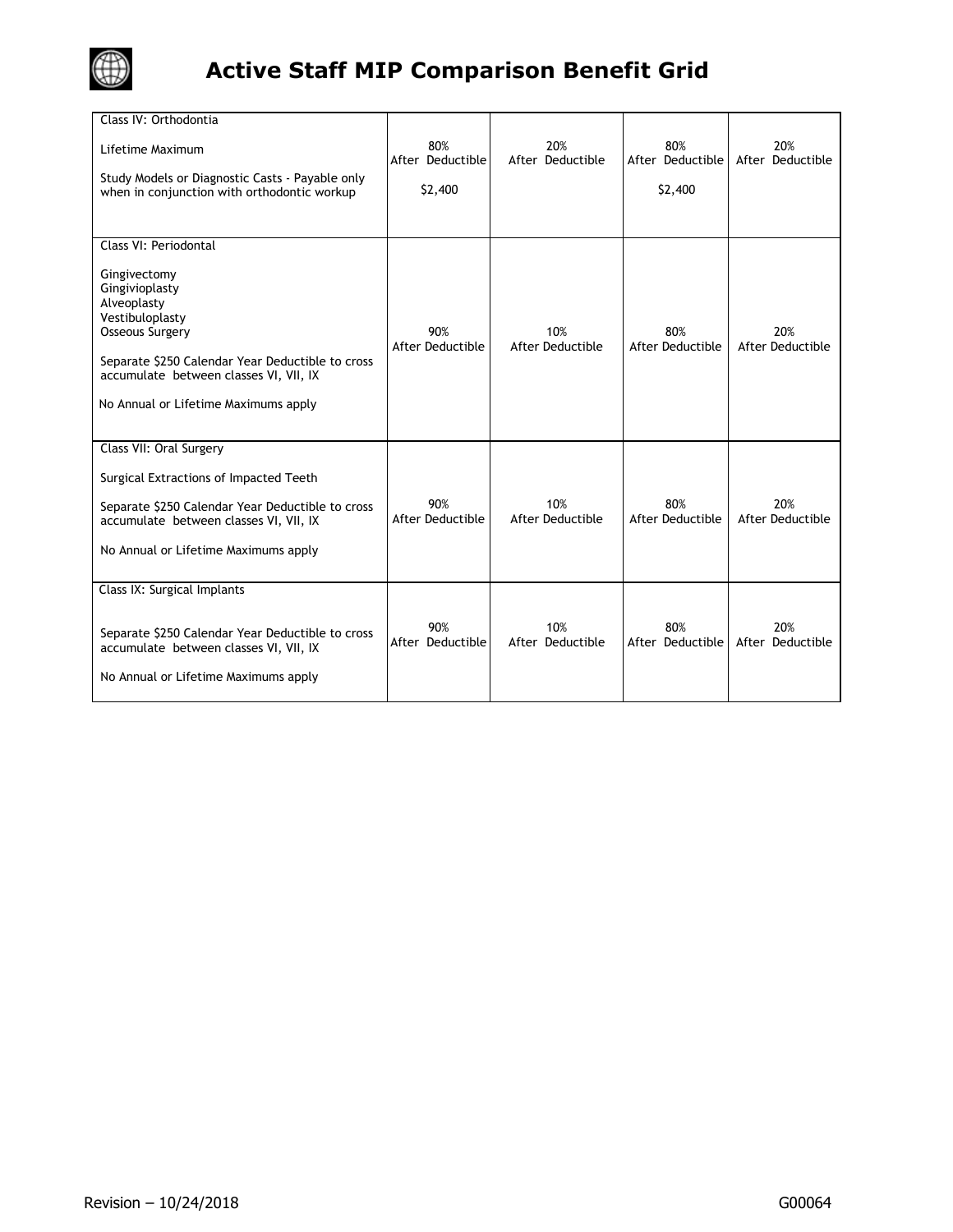# Active Staff MIP Comparison Benefit Grid

| | | | | |
|---|---|---|---|---|
| Class IV: Orthodontia<br><br>Lifetime Maximum<br><br>Study Models or Diagnostic Casts - Payable only when in conjunction with orthodontic workup | 80%<br>After Deductible<br><br>$2,400 | 20%<br>After Deductible | 80%<br>After Deductible<br><br>$2,400 | 20%<br>After Deductible |
| Class VI: Periodontal<br><br>Gingivectomy<br>Gingivioplasty<br>Alveoplasty<br>Vestibuloplasty<br>Osseous Surgery<br><br>Separate $250 Calendar Year Deductible to cross accumulate between classes VI, VII, IX<br><br>No Annual or Lifetime Maximums apply | 90%<br>After Deductible | 10%<br>After Deductible | 80%<br>After Deductible | 20%<br>After Deductible |
| Class VII: Oral Surgery<br><br>Surgical Extractions of Impacted Teeth<br><br>Separate $250 Calendar Year Deductible to cross accumulate between classes VI, VII, IX<br><br>No Annual or Lifetime Maximums apply | 90%<br>After Deductible | 10%<br>After Deductible | 80%<br>After Deductible | 20%<br>After Deductible |
| Class IX: Surgical Implants<br><br>Separate $250 Calendar Year Deductible to cross accumulate between classes VI, VII, IX<br><br>No Annual or Lifetime Maximums apply | 90%<br>After Deductible | 10%<br>After Deductible | 80%<br>After Deductible | 20%<br>After Deductible |

Revision – 10/24/2018 G00064